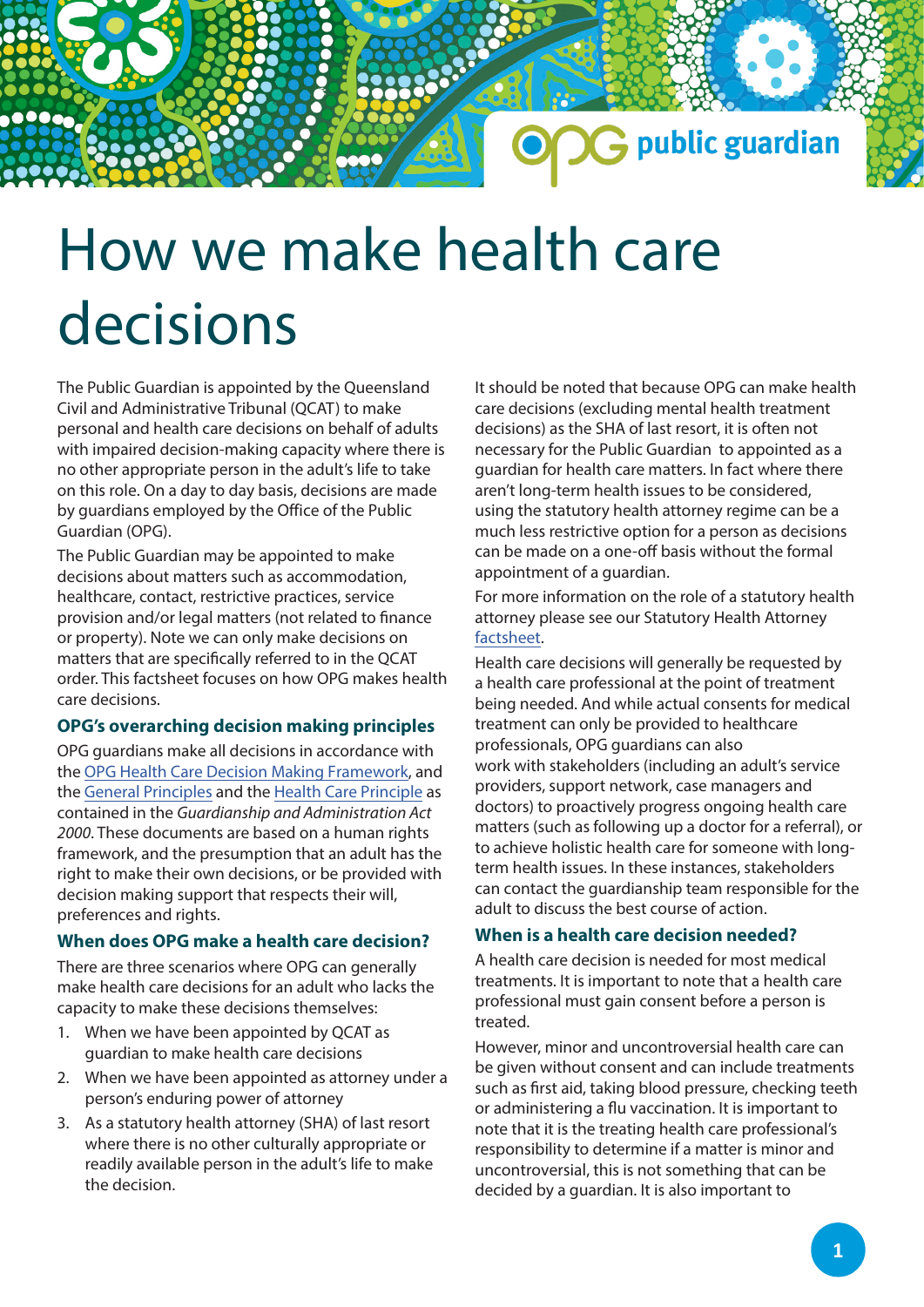# How we make health care decisions

The Public Guardian is appointed by the Queensland Civil and Administrative Tribunal (QCAT) to make personal and health care decisions on behalf of adults with impaired decision-making capacity where there is no other appropriate person in the adult's life to take on this role. On a day to day basis, decisions are made by guardians employed by the Office of the Public Guardian (OPG).

The Public Guardian may be appointed to make decisions about matters such as accommodation, healthcare, contact, restrictive practices, service provision and/or legal matters (not related to finance or property). Note we can only make decisions on matters that are specifically referred to in the QCAT order. This factsheet focuses on how OPG makes health care decisions.

### OPG's overarching decision making principles

OPG guardians make all decisions in accordance with the OPG Health Care Decision Making Framework, and the General Principles and the Health Care Principle as contained in the *Guardianship and Administration Act 2000*. These documents are based on a human rights framework, and the presumption that an adult has the right to make their own decisions, or be provided with decision making support that respects their will, preferences and rights.

### When does OPG make a health care decision?

There are three scenarios where OPG can generally make health care decisions for an adult who lacks the capacity to make these decisions themselves:

1. When we have been appointed by QCAT as guardian to make health care decisions
2. When we have been appointed as attorney under a person's enduring power of attorney
3. As a statutory health attorney (SHA) of last resort where there is no other culturally appropriate or readily available person in the adult's life to make the decision.

It should be noted that because OPG can make health care decisions (excluding mental health treatment decisions) as the SHA of last resort, it is often not necessary for the Public Guardian to appointed as a guardian for health care matters. In fact where there aren't long-term health issues to be considered, using the statutory health attorney regime can be a much less restrictive option for a person as decisions can be made on a one-off basis without the formal appointment of a guardian.

For more information on the role of a statutory health attorney please see our Statutory Health Attorney factsheet.

Health care decisions will generally be requested by a health care professional at the point of treatment being needed. And while actual consents for medical treatment can only be provided to healthcare professionals, OPG guardians can also work with stakeholders (including an adult's service providers, support network, case managers and doctors) to proactively progress ongoing health care matters (such as following up a doctor for a referral), or to achieve holistic health care for someone with long-term health issues. In these instances, stakeholders can contact the guardianship team responsible for the adult to discuss the best course of action.

### When is a health care decision needed?

A health care decision is needed for most medical treatments. It is important to note that a health care professional must gain consent before a person is treated.

However, minor and uncontroversial health care can be given without consent and can include treatments such as first aid, taking blood pressure, checking teeth or administering a flu vaccination. It is important to note that it is the treating health care professional's responsibility to determine if a matter is minor and uncontroversial, this is not something that can be decided by a guardian. It is also important to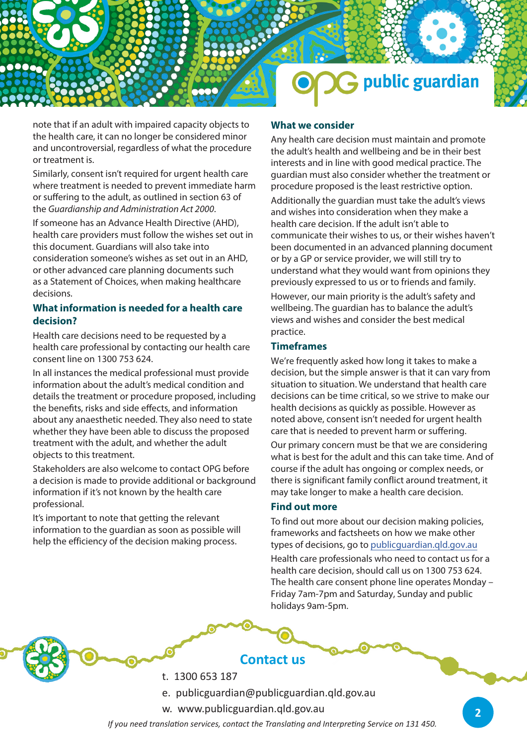note that if an adult with impaired capacity objects to the health care, it can no longer be considered minor and uncontroversial, regardless of what the procedure or treatment is.

Similarly, consent isn't required for urgent health care where treatment is needed to prevent immediate harm or suffering to the adult, as outlined in section 63 of the *Guardianship and Administration Act 2000*.

If someone has an Advance Health Directive (AHD), health care providers must follow the wishes set out in this document. Guardians will also take into consideration someone's wishes as set out in an AHD, or other advanced care planning documents such as a Statement of Choices, when making healthcare decisions.

## What information is needed for a health care decision?

Health care decisions need to be requested by a health care professional by contacting our health care consent line on 1300 753 624.

In all instances the medical professional must provide information about the adult's medical condition and details the treatment or procedure proposed, including the benefits, risks and side effects, and information about any anaesthetic needed. They also need to state whether they have been able to discuss the proposed treatment with the adult, and whether the adult objects to this treatment.

Stakeholders are also welcome to contact OPG before a decision is made to provide additional or background information if it's not known by the health care professional.

It's important to note that getting the relevant information to the guardian as soon as possible will help the efficiency of the decision making process.

## What we consider

Any health care decision must maintain and promote the adult's health and wellbeing and be in their best interests and in line with good medical practice. The guardian must also consider whether the treatment or procedure proposed is the least restrictive option.

Additionally the guardian must take the adult's views and wishes into consideration when they make a health care decision. If the adult isn't able to communicate their wishes to us, or their wishes haven't been documented in an advanced planning document or by a GP or service provider, we will still try to understand what they would want from opinions they previously expressed to us or to friends and family.

However, our main priority is the adult's safety and wellbeing. The guardian has to balance the adult's views and wishes and consider the best medical practice.

## Timeframes

We're frequently asked how long it takes to make a decision, but the simple answer is that it can vary from situation to situation. We understand that health care decisions can be time critical, so we strive to make our health decisions as quickly as possible. However as noted above, consent isn't needed for urgent health care that is needed to prevent harm or suffering.

Our primary concern must be that we are considering what is best for the adult and this can take time. And of course if the adult has ongoing or complex needs, or there is significant family conflict around treatment, it may take longer to make a health care decision.

## Find out more

To find out more about our decision making policies, frameworks and factsheets on how we make other types of decisions, go to publicguardian.qld.gov.au

Health care professionals who need to contact us for a health care decision, should call us on 1300 753 624. The health care consent phone line operates Monday – Friday 7am-7pm and Saturday, Sunday and public holidays 9am-5pm.

## Contact us

t. 1300 653 187

e. publicguardian@publicguardian.qld.gov.au

w. www.publicguardian.qld.gov.au

*If you need translation services, contact the Translating and Interpreting Service on 131 450.*